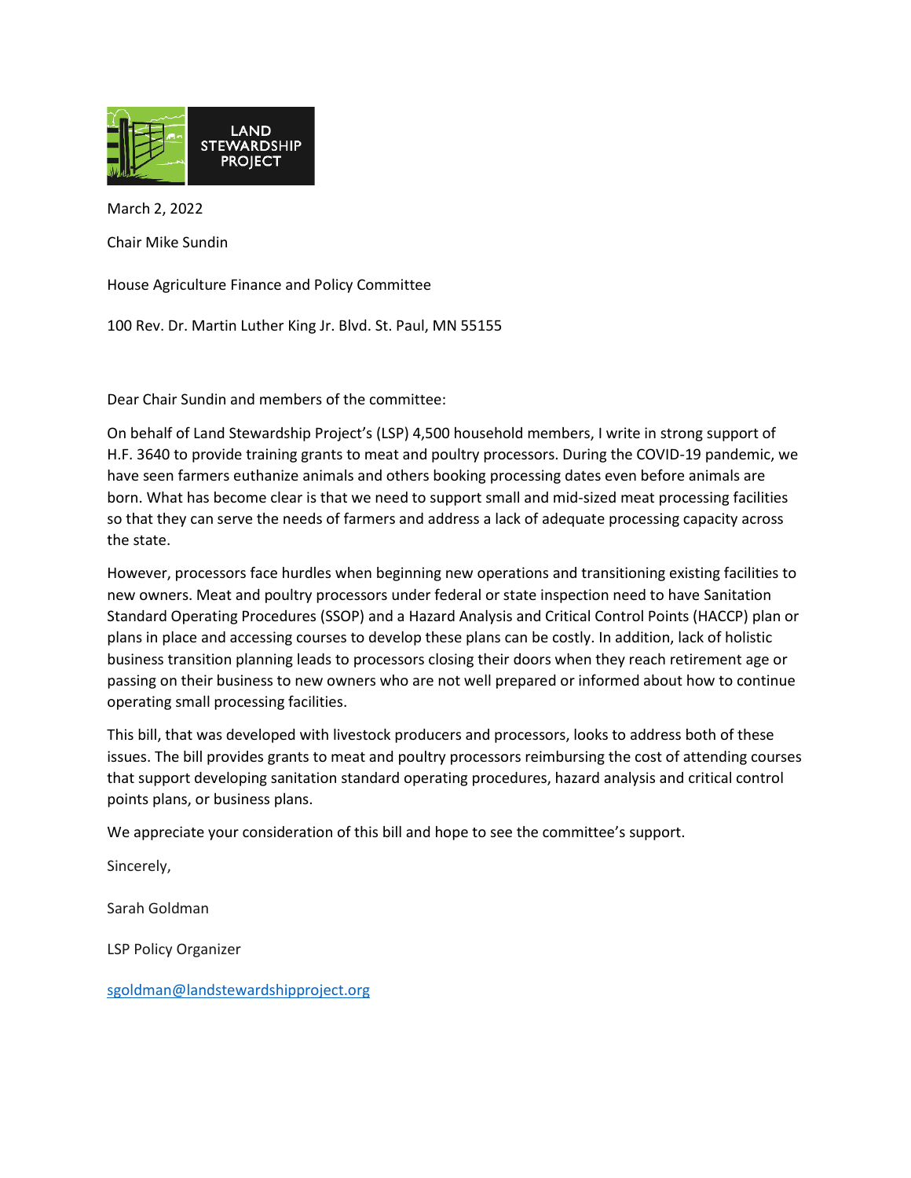LAND STEWARDSHIP PROJECT

March 2, 2022

Chair Mike Sundin

House Agriculture Finance and Policy Committee

100 Rev. Dr. Martin Luther King Jr. Blvd. St. Paul, MN 55155

Dear Chair Sundin and members of the committee:

On behalf of Land Stewardship Project's (LSP) 4,500 household members, I write in strong support of H.F. 3640 to provide training grants to meat and poultry processors. During the COVID-19 pandemic, we have seen farmers euthanize animals and others booking processing dates even before animals are born. What has become clear is that we need to support small and mid-sized meat processing facilities so that they can serve the needs of farmers and address a lack of adequate processing capacity across the state.

However, processors face hurdles when beginning new operations and transitioning existing facilities to new owners. Meat and poultry processors under federal or state inspection need to have Sanitation Standard Operating Procedures (SSOP) and a Hazard Analysis and Critical Control Points (HACCP) plan or plans in place and accessing courses to develop these plans can be costly. In addition, lack of holistic business transition planning leads to processors closing their doors when they reach retirement age or passing on their business to new owners who are not well prepared or informed about how to continue operating small processing facilities.

This bill, that was developed with livestock producers and processors, looks to address both of these issues. The bill provides grants to meat and poultry processors reimbursing the cost of attending courses that support developing sanitation standard operating procedures, hazard analysis and critical control points plans, or business plans.

We appreciate your consideration of this bill and hope to see the committee's support.

Sincerely,

Sarah Goldman

LSP Policy Organizer

sgoldman@landstewardshipproject.org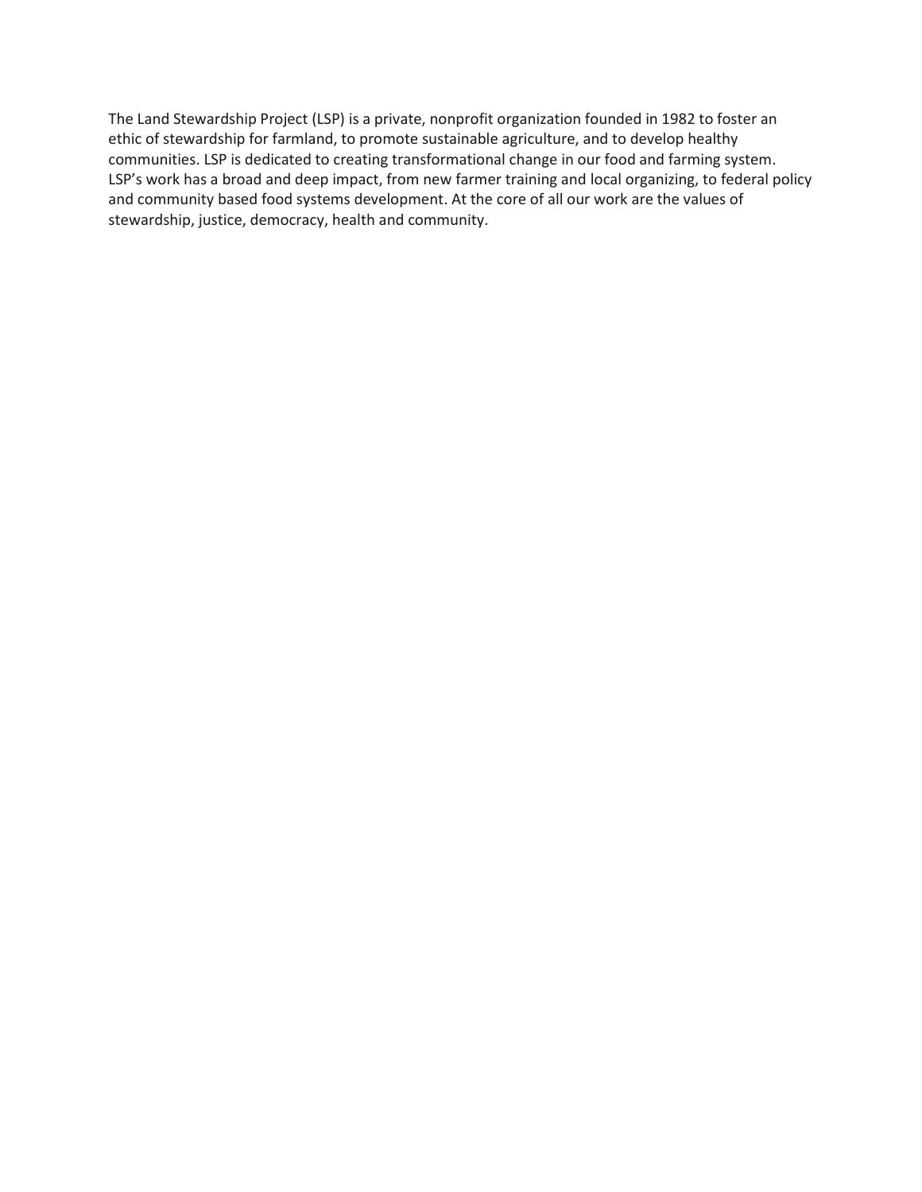The Land Stewardship Project (LSP) is a private, nonprofit organization founded in 1982 to foster an ethic of stewardship for farmland, to promote sustainable agriculture, and to develop healthy communities. LSP is dedicated to creating transformational change in our food and farming system. LSP's work has a broad and deep impact, from new farmer training and local organizing, to federal policy and community based food systems development. At the core of all our work are the values of stewardship, justice, democracy, health and community.